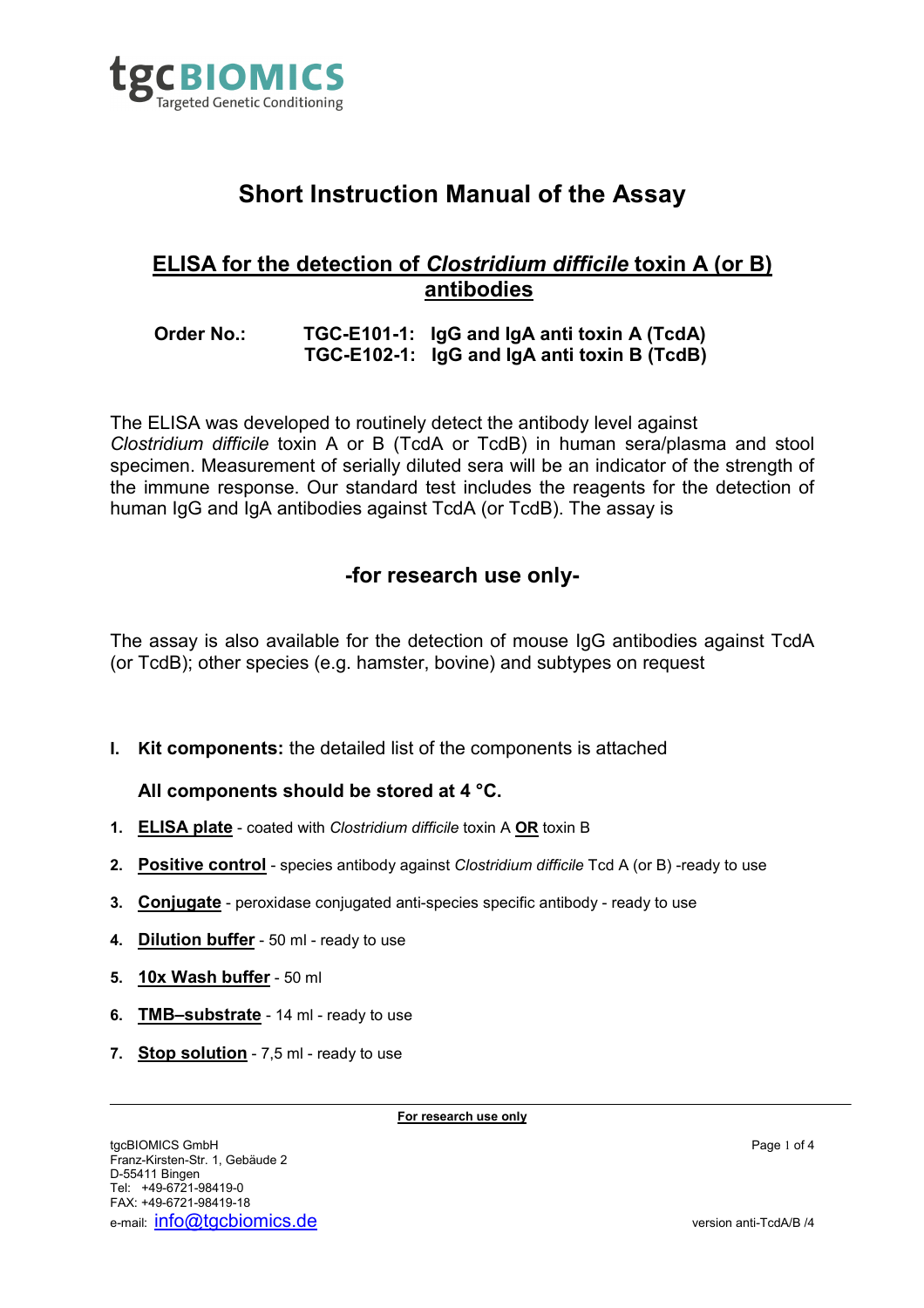# Short Instruction Manual of the Assay

## ELISA for the detection of *Clostridium difficile* toxin A (or B) antibodies

**Order No.: TGC-E101-1: IgG and IgA anti toxin A (TcdA)**
**TGC-E102-1: IgG and IgA anti toxin B (TcdB)**

The ELISA was developed to routinely detect the antibody level against *Clostridium difficile* toxin A or B (TcdA or TcdB) in human sera/plasma and stool specimen. Measurement of serially diluted sera will be an indicator of the strength of the immune response. Our standard test includes the reagents for the detection of human IgG and IgA antibodies against TcdA (or TcdB). The assay is

## -for research use only-

The assay is also available for the detection of mouse IgG antibodies against TcdA (or TcdB); other species (e.g. hamster, bovine) and subtypes on request

**I. Kit components:** the detailed list of the components is attached

**All components should be stored at 4 °C.**

1. **ELISA plate** - coated with *Clostridium difficile* toxin A **OR** toxin B
2. **Positive control** - species antibody against *Clostridium difficile* Tcd A (or B) -ready to use
3. **Conjugate** - peroxidase conjugated anti-species specific antibody - ready to use
4. **Dilution buffer** - 50 ml - ready to use
5. **10x Wash buffer** - 50 ml
6. **TMB–substrate** - 14 ml - ready to use
7. **Stop solution** - 7,5 ml - ready to use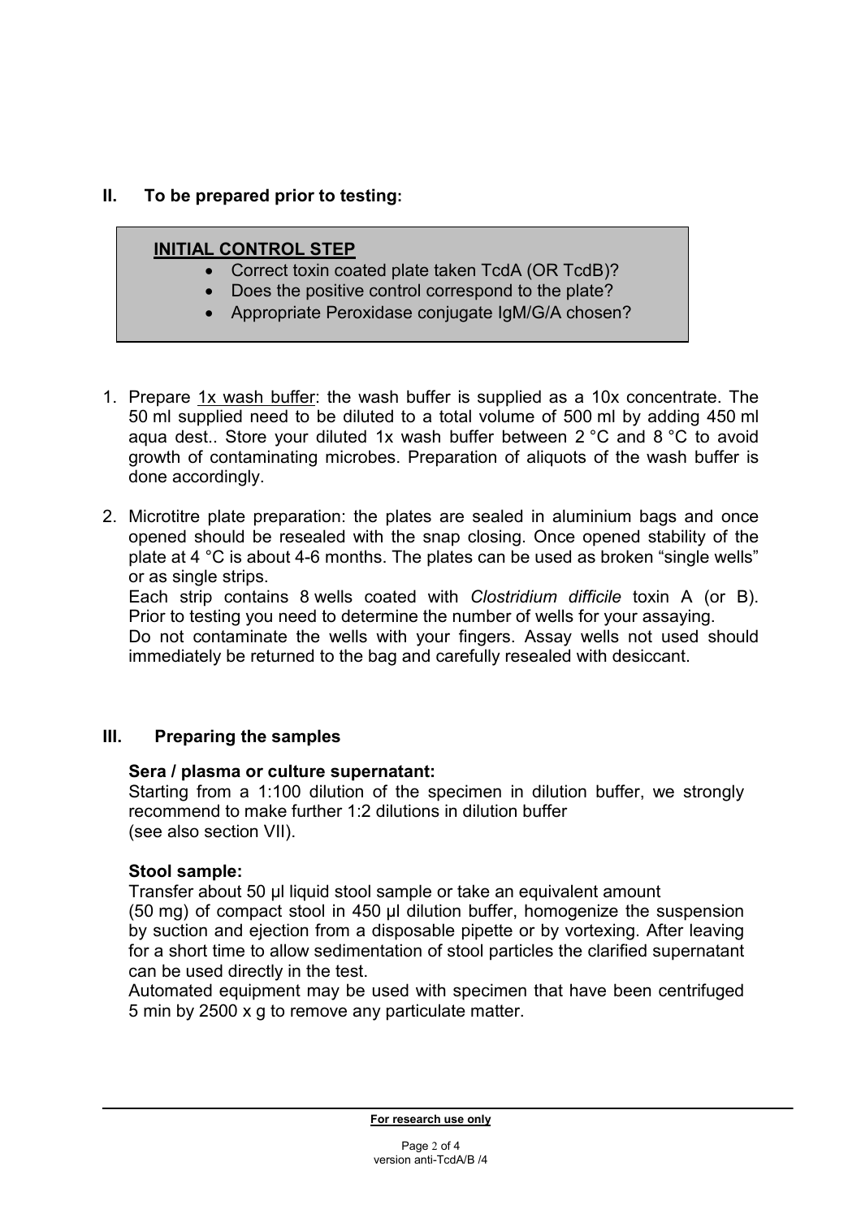## II. To be prepared prior to testing:

**INITIAL CONTROL STEP**

- Correct toxin coated plate taken TcdA (OR TcdB)?
- Does the positive control correspond to the plate?
- Appropriate Peroxidase conjugate IgM/G/A chosen?

1. Prepare 1x wash buffer: the wash buffer is supplied as a 10x concentrate. The 50 ml supplied need to be diluted to a total volume of 500 ml by adding 450 ml aqua dest.. Store your diluted 1x wash buffer between 2 °C and 8 °C to avoid growth of contaminating microbes. Preparation of aliquots of the wash buffer is done accordingly.

2. Microtitre plate preparation: the plates are sealed in aluminium bags and once opened should be resealed with the snap closing. Once opened stability of the plate at 4 °C is about 4-6 months. The plates can be used as broken "single wells" or as single strips.
   Each strip contains 8 wells coated with *Clostridium difficile* toxin A (or B). Prior to testing you need to determine the number of wells for your assaying.
   Do not contaminate the wells with your fingers. Assay wells not used should immediately be returned to the bag and carefully resealed with desiccant.

## III. Preparing the samples

**Sera / plasma or culture supernatant:**

Starting from a 1:100 dilution of the specimen in dilution buffer, we strongly recommend to make further 1:2 dilutions in dilution buffer (see also section VII).

**Stool sample:**

Transfer about 50 µl liquid stool sample or take an equivalent amount (50 mg) of compact stool in 450 µl dilution buffer, homogenize the suspension by suction and ejection from a disposable pipette or by vortexing. After leaving for a short time to allow sedimentation of stool particles the clarified supernatant can be used directly in the test.

Automated equipment may be used with specimen that have been centrifuged 5 min by 2500 x g to remove any particulate matter.

**For research use only**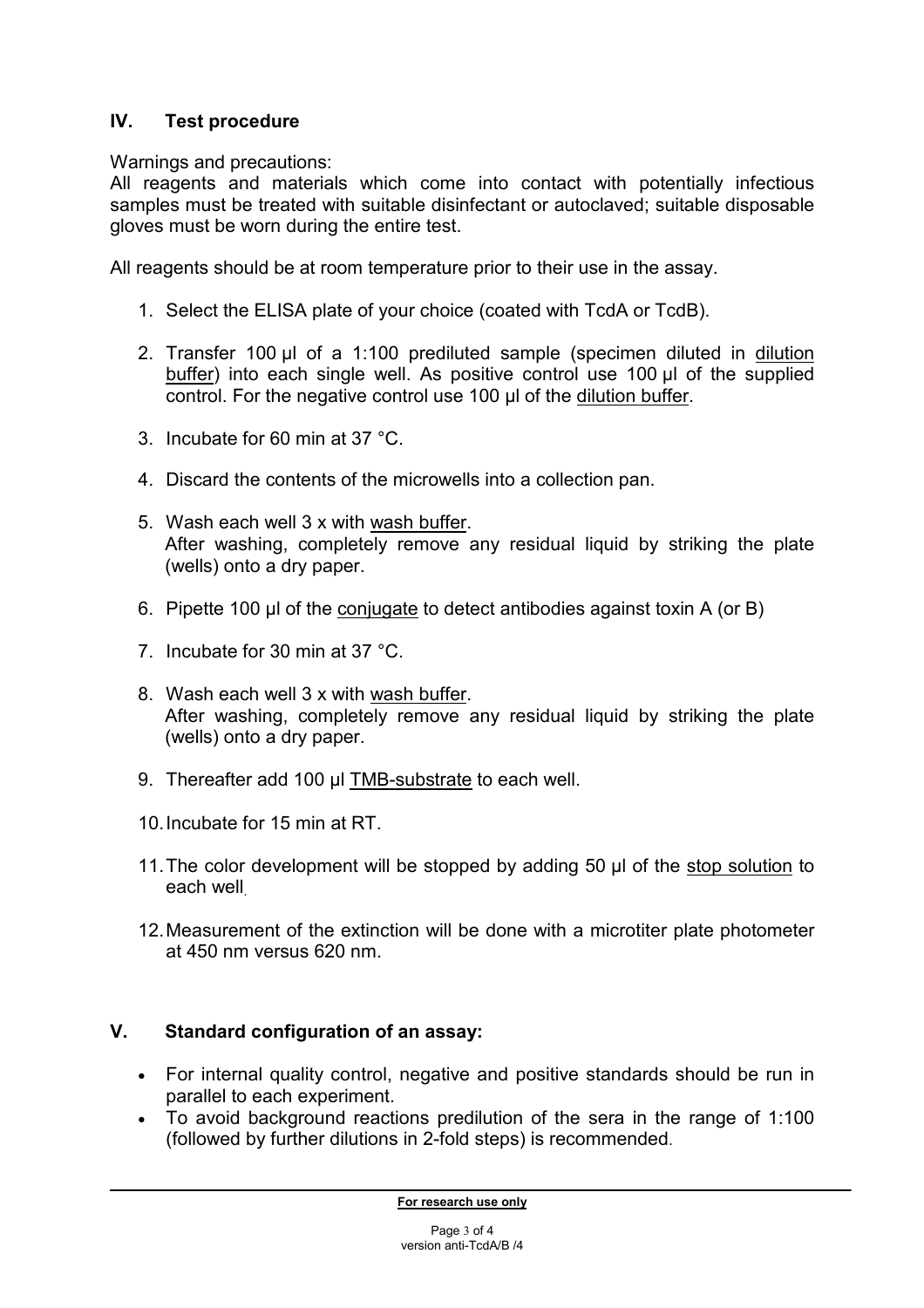## IV. Test procedure

Warnings and precautions:
All reagents and materials which come into contact with potentially infectious samples must be treated with suitable disinfectant or autoclaved; suitable disposable gloves must be worn during the entire test.

All reagents should be at room temperature prior to their use in the assay.

1. Select the ELISA plate of your choice (coated with TcdA or TcdB).
2. Transfer 100 µl of a 1:100 prediluted sample (specimen diluted in dilution buffer) into each single well. As positive control use 100 µl of the supplied control. For the negative control use 100 µl of the dilution buffer.
3. Incubate for 60 min at 37 °C.
4. Discard the contents of the microwells into a collection pan.
5. Wash each well 3 x with wash buffer.
   After washing, completely remove any residual liquid by striking the plate (wells) onto a dry paper.
6. Pipette 100 µl of the conjugate to detect antibodies against toxin A (or B)
7. Incubate for 30 min at 37 °C.
8. Wash each well 3 x with wash buffer.
   After washing, completely remove any residual liquid by striking the plate (wells) onto a dry paper.
9. Thereafter add 100 µl TMB-substrate to each well.
10. Incubate for 15 min at RT.
11. The color development will be stopped by adding 50 µl of the stop solution to each well.
12. Measurement of the extinction will be done with a microtiter plate photometer at 450 nm versus 620 nm.

## V. Standard configuration of an assay:

- For internal quality control, negative and positive standards should be run in parallel to each experiment.
- To avoid background reactions predilution of the sera in the range of 1:100 (followed by further dilutions in 2-fold steps) is recommended.

**For research use only**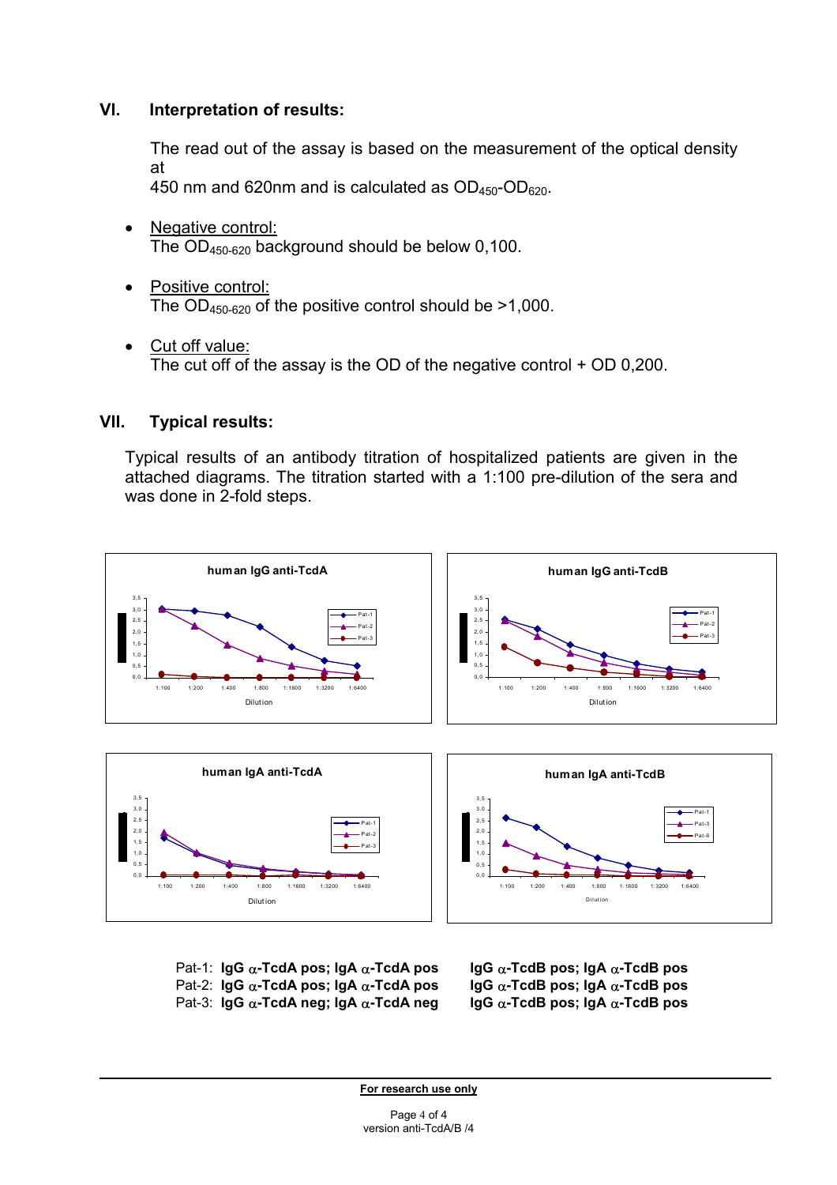## VI. Interpretation of results:

The read out of the assay is based on the measurement of the optical density at
450 nm and 620nm and is calculated as $OD_{450}$-$OD_{620}$.

- Negative control:
  The $OD_{450-620}$ background should be below 0,100.
- Positive control:
  The $OD_{450-620}$ of the positive control should be >1,000.
- Cut off value:
  The cut off of the assay is the OD of the negative control + OD 0,200.

## VII. Typical results:

Typical results of an antibody titration of hospitalized patients are given in the attached diagrams. The titration started with a 1:100 pre-dilution of the sera and was done in 2-fold steps.

human IgG anti-TcdA

3,5
3,0
2,5
2,0
1,5
1,0
0,5
0,0

1:100 1:200 1:400 1:800 1:1600 1:3200 1:6400

Dilution

Pat-1
Pat-2
Pat-3

human IgG anti-TcdB

3,5
3,0
2,5
2,0
1,5
1,0
0,5
0,0

1:100 1:200 1:400 1:800 1:1600 1:3200 1:6400

Dilution

Pat-1
Pat-2
Pat-3

human IgA anti-TcdA

3,5
3,0
2,5
2,0
1,5
1,0
0,5
0,0

1:100 1:200 1:400 1:800 1:1600 1:3200 1:6400

Dilution

Pat-1
Pat-2
Pat-3

human IgA anti-TcdB

3,5
3,0
2,5
2,0
1,5
1,0
0,5
0,0

1:100 1:200 1:400 1:800 1:1600 1:3200 1:6400

Dilution

Pat-1
Pat-3
Pat-6

Pat-1: **IgG α-TcdA pos; IgA α-TcdA pos** **IgG α-TcdB pos; IgA α-TcdB pos**
Pat-2: **IgG α-TcdA pos; IgA α-TcdA pos** **IgG α-TcdB pos; IgA α-TcdB pos**
Pat-3: **IgG α-TcdA neg; IgA α-TcdA neg** **IgG α-TcdB pos; IgA α-TcdB pos**

**For research use only**

version anti-TcdA/B /4